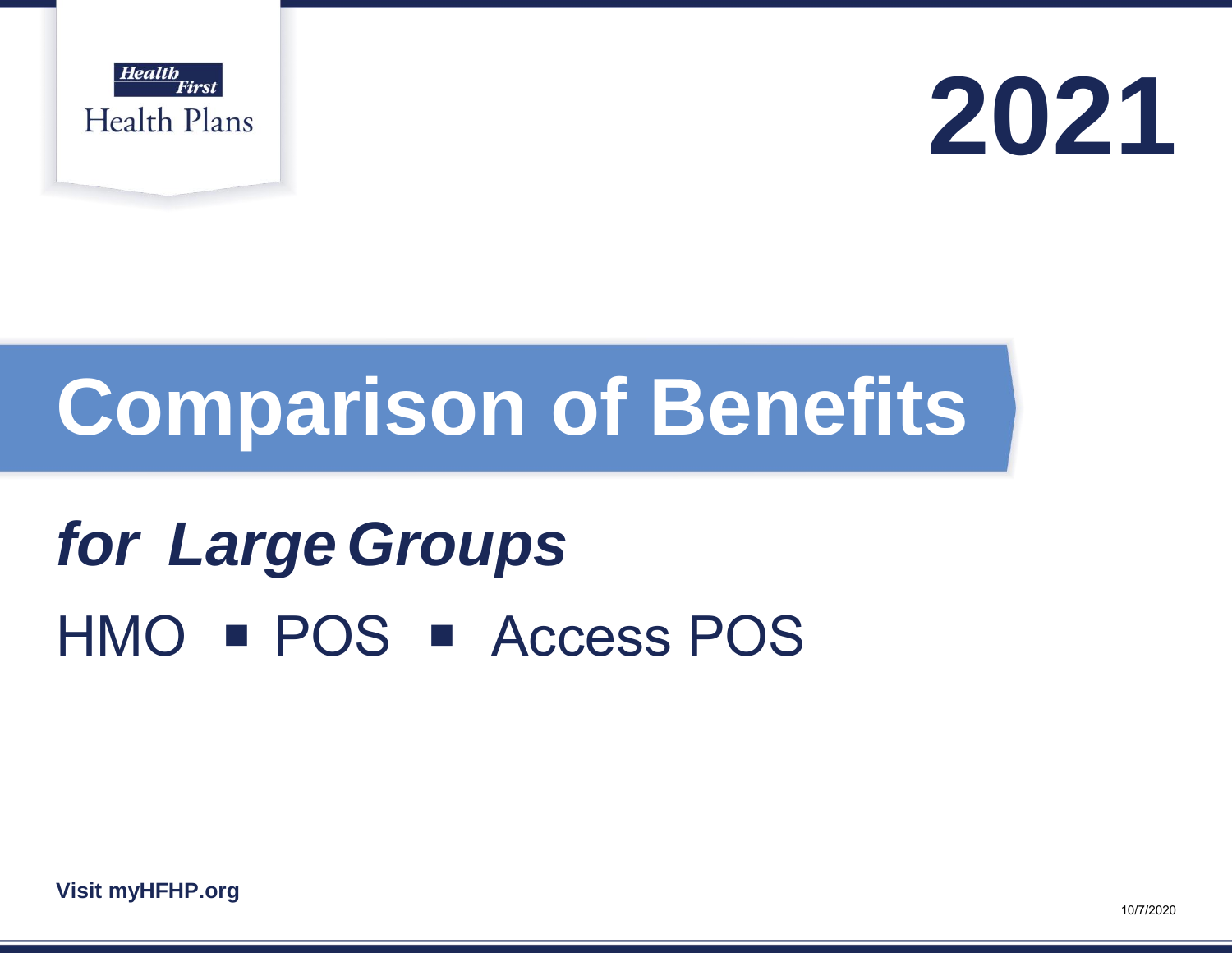Health First
Health Plans

# 2021

# Comparison of Benefits

## *for Large Groups*

HMO ▪ POS ▪ Access POS

**Visit myHFHP.org**

10/7/2020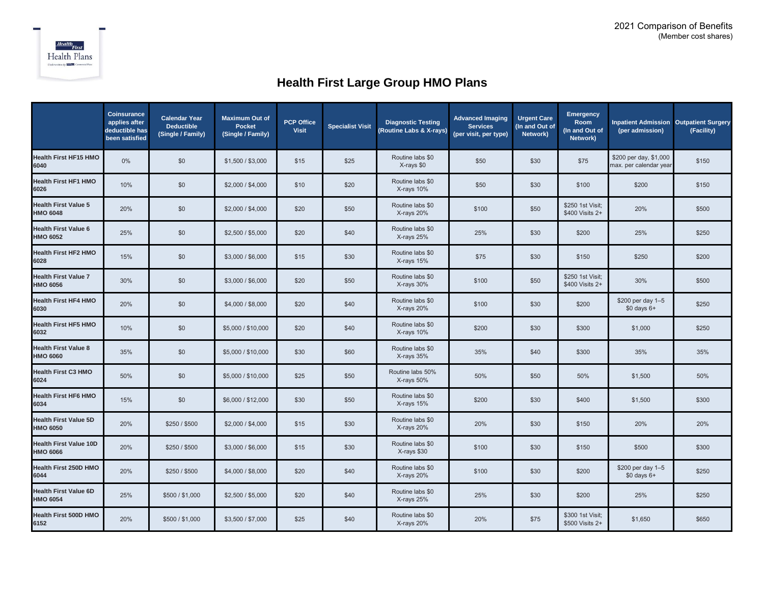2021 Comparison of Benefits
(Member cost shares)

# Health First Large Group HMO Plans

| | Coinsurance applies after deductible has been satisfied | Calendar Year Deductible (Single / Family) | Maximum Out of Pocket (Single / Family) | PCP Office Visit | Specialist Visit | Diagnostic Testing (Routine Labs & X-rays) | Advanced Imaging Services (per visit, per type) | Urgent Care (In and Out of Network) | Emergency Room (In and Out of Network) | Inpatient Admission (per admission) | Outpatient Surgery (Facility) |
|---|---|---|---|---|---|---|---|---|---|---|---|
| **Health First HF15 HMO 6040** | 0% | $0 | $1,500 / $3,000 | $15 | $25 | Routine labs $0 X-rays $0 | $50 | $30 | $75 | $200 per day, $1,000 max. per calendar year | $150 |
| **Health First HF1 HMO 6026** | 10% | $0 | $2,000 / $4,000 | $10 | $20 | Routine labs $0 X-rays 10% | $50 | $30 | $100 | $200 | $150 |
| **Health First Value 5 HMO 6048** | 20% | $0 | $2,000 / $4,000 | $20 | $50 | Routine labs $0 X-rays 20% | $100 | $50 | $250 1st Visit; $400 Visits 2+ | 20% | $500 |
| **Health First Value 6 HMO 6052** | 25% | $0 | $2,500 / $5,000 | $20 | $40 | Routine labs $0 X-rays 25% | 25% | $30 | $200 | 25% | $250 |
| **Health First HF2 HMO 6028** | 15% | $0 | $3,000 / $6,000 | $15 | $30 | Routine labs $0 X-rays 15% | $75 | $30 | $150 | $250 | $200 |
| **Health First Value 7 HMO 6056** | 30% | $0 | $3,000 / $6,000 | $20 | $50 | Routine labs $0 X-rays 30% | $100 | $50 | $250 1st Visit; $400 Visits 2+ | 30% | $500 |
| **Health First HF4 HMO 6030** | 20% | $0 | $4,000 / $8,000 | $20 | $40 | Routine labs $0 X-rays 20% | $100 | $30 | $200 | $200 per day 1–5 $0 days 6+ | $250 |
| **Health First HF5 HMO 6032** | 10% | $0 | $5,000 / $10,000 | $20 | $40 | Routine labs $0 X-rays 10% | $200 | $30 | $300 | $1,000 | $250 |
| **Health First Value 8 HMO 6060** | 35% | $0 | $5,000 / $10,000 | $30 | $60 | Routine labs $0 X-rays 35% | 35% | $40 | $300 | 35% | 35% |
| **Health First C3 HMO 6024** | 50% | $0 | $5,000 / $10,000 | $25 | $50 | Routine labs 50% X-rays 50% | 50% | $50 | 50% | $1,500 | 50% |
| **Health First HF6 HMO 6034** | 15% | $0 | $6,000 / $12,000 | $30 | $50 | Routine labs $0 X-rays 15% | $200 | $30 | $400 | $1,500 | $300 |
| **Health First Value 5D HMO 6050** | 20% | $250 / $500 | $2,000 / $4,000 | $15 | $30 | Routine labs $0 X-rays 20% | 20% | $30 | $150 | 20% | 20% |
| **Health First Value 10D HMO 6066** | 20% | $250 / $500 | $3,000 / $6,000 | $15 | $30 | Routine labs $0 X-rays $30 | $100 | $30 | $150 | $500 | $300 |
| **Health First 250D HMO 6044** | 20% | $250 / $500 | $4,000 / $8,000 | $20 | $40 | Routine labs $0 X-rays 20% | $100 | $30 | $200 | $200 per day 1–5 $0 days 6+ | $250 |
| **Health First Value 6D HMO 6054** | 25% | $500 / $1,000 | $2,500 / $5,000 | $20 | $40 | Routine labs $0 X-rays 25% | 25% | $30 | $200 | 25% | $250 |
| **Health First 500D HMO 6152** | 20% | $500 / $1,000 | $3,500 / $7,000 | $25 | $40 | Routine labs $0 X-rays 20% | 20% | $75 | $300 1st Visit; $500 Visits 2+ | $1,650 | $650 |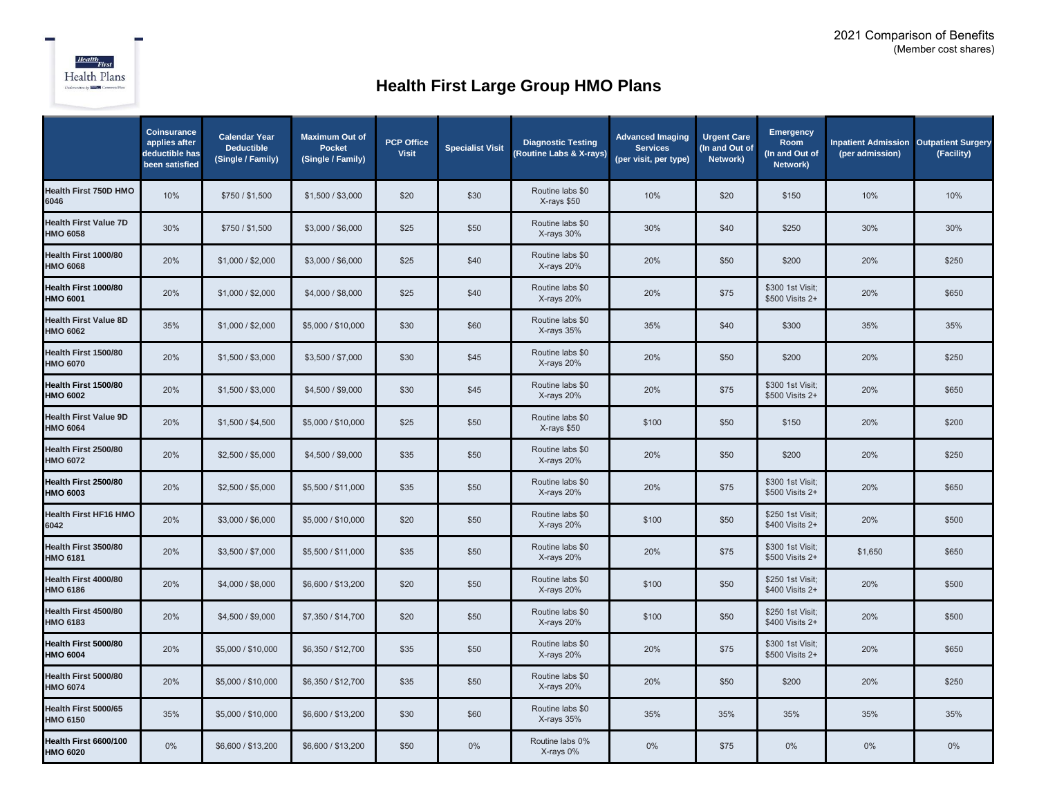2021 Comparison of Benefits
(Member cost shares)

# Health First Large Group HMO Plans

| | Coinsurance applies after deductible has been satisfied | Calendar Year Deductible (Single / Family) | Maximum Out of Pocket (Single / Family) | PCP Office Visit | Specialist Visit | Diagnostic Testing (Routine Labs & X-rays) | Advanced Imaging Services (per visit, per type) | Urgent Care (In and Out of Network) | Emergency Room (In and Out of Network) | Inpatient Admission (per admission) | Outpatient Surgery (Facility) |
|---|---|---|---|---|---|---|---|---|---|---|---|
| **Health First 750D HMO 6046** | 10% | $750 / $1,500 | $1,500 / $3,000 | $20 | $30 | Routine labs $0 X-rays $50 | 10% | $20 | $150 | 10% | 10% |
| **Health First Value 7D HMO 6058** | 30% | $750 / $1,500 | $3,000 / $6,000 | $25 | $50 | Routine labs $0 X-rays 30% | 30% | $40 | $250 | 30% | 30% |
| **Health First 1000/80 HMO 6068** | 20% | $1,000 / $2,000 | $3,000 / $6,000 | $25 | $40 | Routine labs $0 X-rays 20% | 20% | $50 | $200 | 20% | $250 |
| **Health First 1000/80 HMO 6001** | 20% | $1,000 / $2,000 | $4,000 / $8,000 | $25 | $40 | Routine labs $0 X-rays 20% | 20% | $75 | $300 1st Visit; $500 Visits 2+ | 20% | $650 |
| **Health First Value 8D HMO 6062** | 35% | $1,000 / $2,000 | $5,000 / $10,000 | $30 | $60 | Routine labs $0 X-rays 35% | 35% | $40 | $300 | 35% | 35% |
| **Health First 1500/80 HMO 6070** | 20% | $1,500 / $3,000 | $3,500 / $7,000 | $30 | $45 | Routine labs $0 X-rays 20% | 20% | $50 | $200 | 20% | $250 |
| **Health First 1500/80 HMO 6002** | 20% | $1,500 / $3,000 | $4,500 / $9,000 | $30 | $45 | Routine labs $0 X-rays 20% | 20% | $75 | $300 1st Visit; $500 Visits 2+ | 20% | $650 |
| **Health First Value 9D HMO 6064** | 20% | $1,500 / $4,500 | $5,000 / $10,000 | $25 | $50 | Routine labs $0 X-rays $50 | $100 | $50 | $150 | 20% | $200 |
| **Health First 2500/80 HMO 6072** | 20% | $2,500 / $5,000 | $4,500 / $9,000 | $35 | $50 | Routine labs $0 X-rays 20% | 20% | $50 | $200 | 20% | $250 |
| **Health First 2500/80 HMO 6003** | 20% | $2,500 / $5,000 | $5,500 / $11,000 | $35 | $50 | Routine labs $0 X-rays 20% | 20% | $75 | $300 1st Visit; $500 Visits 2+ | 20% | $650 |
| **Health First HF16 HMO 6042** | 20% | $3,000 / $6,000 | $5,000 / $10,000 | $20 | $50 | Routine labs $0 X-rays 20% | $100 | $50 | $250 1st Visit; $400 Visits 2+ | 20% | $500 |
| **Health First 3500/80 HMO 6181** | 20% | $3,500 / $7,000 | $5,500 / $11,000 | $35 | $50 | Routine labs $0 X-rays 20% | 20% | $75 | $300 1st Visit; $500 Visits 2+ | $1,650 | $650 |
| **Health First 4000/80 HMO 6186** | 20% | $4,000 / $8,000 | $6,600 / $13,200 | $20 | $50 | Routine labs $0 X-rays 20% | $100 | $50 | $250 1st Visit; $400 Visits 2+ | 20% | $500 |
| **Health First 4500/80 HMO 6183** | 20% | $4,500 / $9,000 | $7,350 / $14,700 | $20 | $50 | Routine labs $0 X-rays 20% | $100 | $50 | $250 1st Visit; $400 Visits 2+ | 20% | $500 |
| **Health First 5000/80 HMO 6004** | 20% | $5,000 / $10,000 | $6,350 / $12,700 | $35 | $50 | Routine labs $0 X-rays 20% | 20% | $75 | $300 1st Visit; $500 Visits 2+ | 20% | $650 |
| **Health First 5000/80 HMO 6074** | 20% | $5,000 / $10,000 | $6,350 / $12,700 | $35 | $50 | Routine labs $0 X-rays 20% | 20% | $50 | $200 | 20% | $250 |
| **Health First 5000/65 HMO 6150** | 35% | $5,000 / $10,000 | $6,600 / $13,200 | $30 | $60 | Routine labs $0 X-rays 35% | 35% | 35% | 35% | 35% | 35% |
| **Health First 6600/100 HMO 6020** | 0% | $6,600 / $13,200 | $6,600 / $13,200 | $50 | 0% | Routine labs 0% X-rays 0% | 0% | $75 | 0% | 0% | 0% |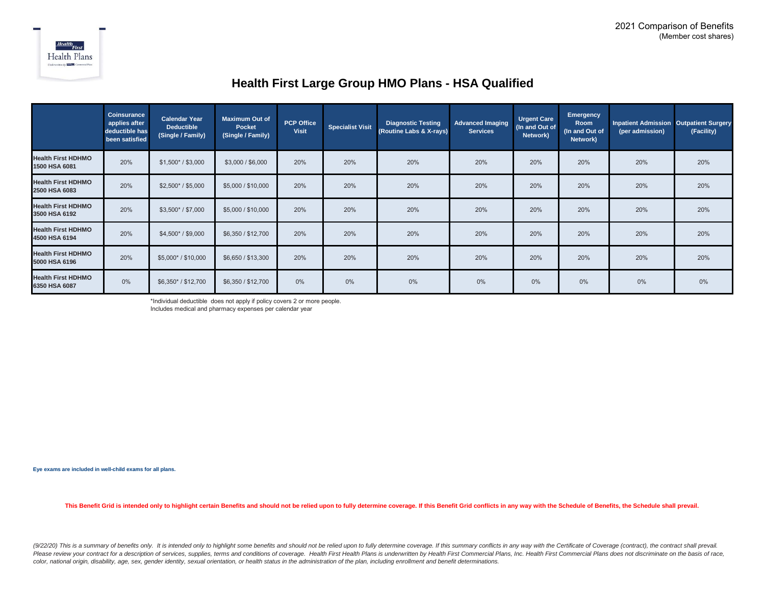2021 Comparison of Benefits
(Member cost shares)

# Health First Large Group HMO Plans - HSA Qualified

| | Coinsurance applies after deductible has been satisfied | Calendar Year Deductible (Single / Family) | Maximum Out of Pocket (Single / Family) | PCP Office Visit | Specialist Visit | Diagnostic Testing (Routine Labs & X-rays) | Advanced Imaging Services | Urgent Care (In and Out of Network) | Emergency Room (In and Out of Network) | Inpatient Admission (per admission) | Outpatient Surgery (Facility) |
|---|---|---|---|---|---|---|---|---|---|---|---|
| **Health First HDHMO 1500 HSA 6081** | 20% | $1,500* / $3,000 | $3,000 / $6,000 | 20% | 20% | 20% | 20% | 20% | 20% | 20% | 20% |
| **Health First HDHMO 2500 HSA 6083** | 20% | $2,500* / $5,000 | $5,000 / $10,000 | 20% | 20% | 20% | 20% | 20% | 20% | 20% | 20% |
| **Health First HDHMO 3500 HSA 6192** | 20% | $3,500* / $7,000 | $5,000 / $10,000 | 20% | 20% | 20% | 20% | 20% | 20% | 20% | 20% |
| **Health First HDHMO 4500 HSA 6194** | 20% | $4,500* / $9,000 | $6,350 / $12,700 | 20% | 20% | 20% | 20% | 20% | 20% | 20% | 20% |
| **Health First HDHMO 5000 HSA 6196** | 20% | $5,000* / $10,000 | $6,650 / $13,300 | 20% | 20% | 20% | 20% | 20% | 20% | 20% | 20% |
| **Health First HDHMO 6350 HSA 6087** | 0% | $6,350* / $12,700 | $6,350 / $12,700 | 0% | 0% | 0% | 0% | 0% | 0% | 0% | 0% |

*Individual deductible does not apply if policy covers 2 or more people.
Includes medical and pharmacy expenses per calendar year

**Eye exams are included in well-child exams for all plans.**

**This Benefit Grid is intended only to highlight certain Benefits and should not be relied upon to fully determine coverage. If this Benefit Grid conflicts in any way with the Schedule of Benefits, the Schedule shall prevail.**

*(9/22/20) This is a summary of benefits only. It is intended only to highlight some benefits and should not be relied upon to fully determine coverage. If this summary conflicts in any way with the Certificate of Coverage (contract), the contract shall prevail. Please review your contract for a description of services, supplies, terms and conditions of coverage. Health First Health Plans is underwritten by Health First Commercial Plans, Inc. Health First Commercial Plans does not discriminate on the basis of race, color, national origin, disability, age, sex, gender identity, sexual orientation, or health status in the administration of the plan, including enrollment and benefit determinations.*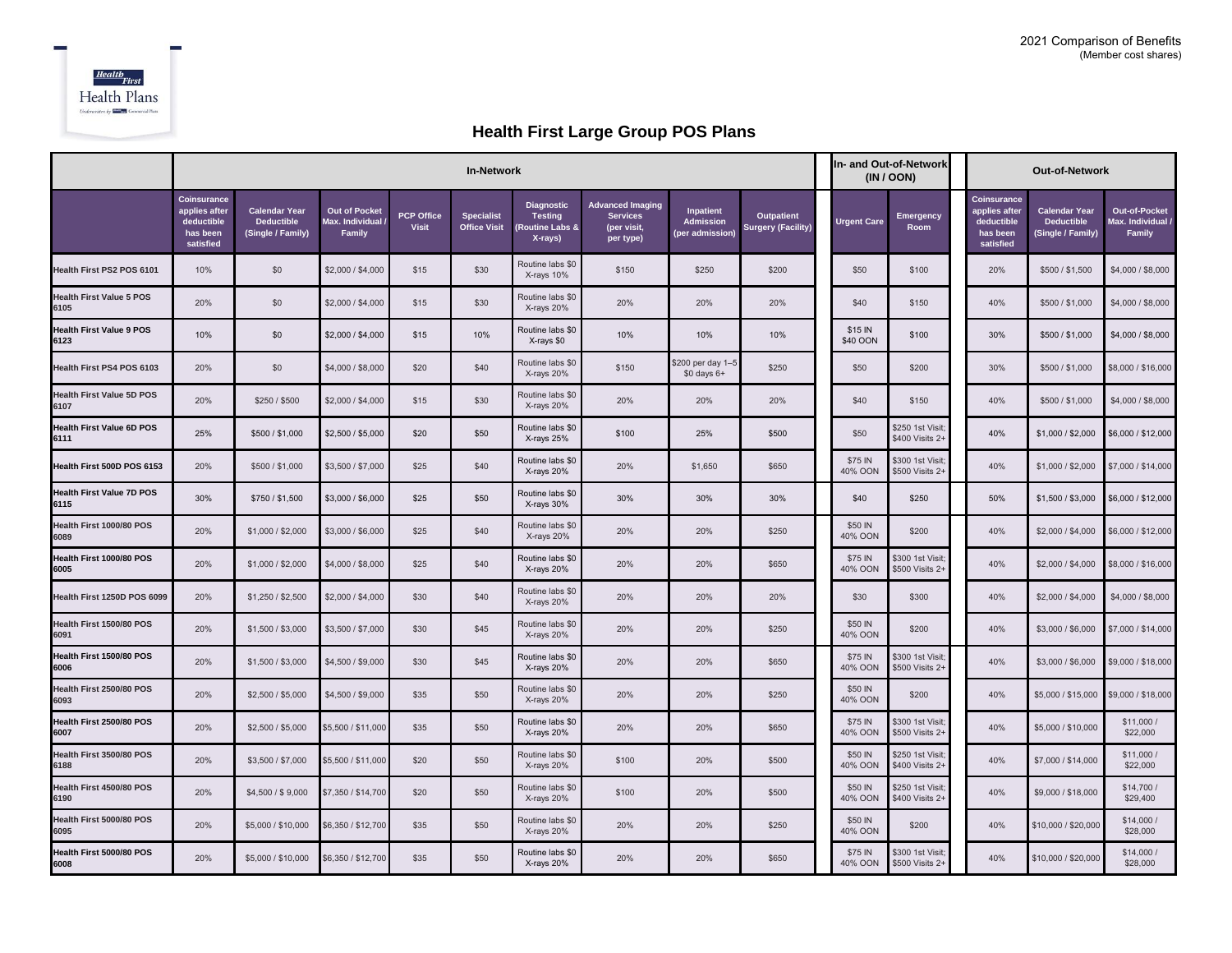2021 Comparison of Benefits
(Member cost shares)

## Health First Large Group POS Plans

| | In-Network | | | | | | | | | In- and Out-of-Network (IN / OON) | | Out-of-Network | | |
|---|---|---|---|---|---|---|---|---|---|---|---|---|---|---|
| | Coinsurance applies after deductible has been satisfied | Calendar Year Deductible (Single / Family) | Out of Pocket Max. Individual / Family | PCP Office Visit | Specialist Office Visit | Diagnostic Testing (Routine Labs & X-rays) | Advanced Imaging Services (per visit, per type) | Inpatient Admission (per admission) | Outpatient Surgery (Facility) | Urgent Care | Emergency Room | Coinsurance applies after deductible has been satisfied | Calendar Year Deductible (Single / Family) | Out-of-Pocket Max. Individual / Family |
| **Health First PS2 POS 6101** | 10% | $0 | $2,000 / $4,000 | $15 | $30 | Routine labs $0 X-rays 10% | $150 | $250 | $200 | $50 | $100 | 20% | $500 / $1,500 | $4,000 / $8,000 |
| **Health First Value 5 POS 6105** | 20% | $0 | $2,000 / $4,000 | $15 | $30 | Routine labs $0 X-rays 20% | 20% | 20% | 20% | $40 | $150 | 40% | $500 / $1,000 | $4,000 / $8,000 |
| **Health First Value 9 POS 6123** | 10% | $0 | $2,000 / $4,000 | $15 | 10% | Routine labs $0 X-rays $0 | 10% | 10% | 10% | $15 IN $40 OON | $100 | 30% | $500 / $1,000 | $4,000 / $8,000 |
| **Health First PS4 POS 6103** | 20% | $0 | $4,000 / $8,000 | $20 | $40 | Routine labs $0 X-rays 20% | $150 | $200 per day 1–5 $0 days 6+ | $250 | $50 | $200 | 30% | $500 / $1,000 | $8,000 / $16,000 |
| **Health First Value 5D POS 6107** | 20% | $250 / $500 | $2,000 / $4,000 | $15 | $30 | Routine labs $0 X-rays 20% | 20% | 20% | 20% | $40 | $150 | 40% | $500 / $1,000 | $4,000 / $8,000 |
| **Health First Value 6D POS 6111** | 25% | $500 / $1,000 | $2,500 / $5,000 | $20 | $50 | Routine labs $0 X-rays 25% | $100 | 25% | $500 | $50 | $250 1st Visit; $400 Visits 2+ | 40% | $1,000 / $2,000 | $6,000 / $12,000 |
| **Health First 500D POS 6153** | 20% | $500 / $1,000 | $3,500 / $7,000 | $25 | $40 | Routine labs $0 X-rays 20% | 20% | $1,650 | $650 | $75 IN 40% OON | $300 1st Visit; $500 Visits 2+ | 40% | $1,000 / $2,000 | $7,000 / $14,000 |
| **Health First Value 7D POS 6115** | 30% | $750 / $1,500 | $3,000 / $6,000 | $25 | $50 | Routine labs $0 X-rays 30% | 30% | 30% | 30% | $40 | $250 | 50% | $1,500 / $3,000 | $6,000 / $12,000 |
| **Health First 1000/80 POS 6089** | 20% | $1,000 / $2,000 | $3,000 / $6,000 | $25 | $40 | Routine labs $0 X-rays 20% | 20% | 20% | $250 | $50 IN 40% OON | $200 | 40% | $2,000 / $4,000 | $6,000 / $12,000 |
| **Health First 1000/80 POS 6005** | 20% | $1,000 / $2,000 | $4,000 / $8,000 | $25 | $40 | Routine labs $0 X-rays 20% | 20% | 20% | $650 | $75 IN 40% OON | $300 1st Visit; $500 Visits 2+ | 40% | $2,000 / $4,000 | $8,000 / $16,000 |
| **Health First 1250D POS 6099** | 20% | $1,250 / $2,500 | $2,000 / $4,000 | $30 | $40 | Routine labs $0 X-rays 20% | 20% | 20% | 20% | $30 | $300 | 40% | $2,000 / $4,000 | $4,000 / $8,000 |
| **Health First 1500/80 POS 6091** | 20% | $1,500 / $3,000 | $3,500 / $7,000 | $30 | $45 | Routine labs $0 X-rays 20% | 20% | 20% | $250 | $50 IN 40% OON | $200 | 40% | $3,000 / $6,000 | $7,000 / $14,000 |
| **Health First 1500/80 POS 6006** | 20% | $1,500 / $3,000 | $4,500 / $9,000 | $30 | $45 | Routine labs $0 X-rays 20% | 20% | 20% | $650 | $75 IN 40% OON | $300 1st Visit; $500 Visits 2+ | 40% | $3,000 / $6,000 | $9,000 / $18,000 |
| **Health First 2500/80 POS 6093** | 20% | $2,500 / $5,000 | $4,500 / $9,000 | $35 | $50 | Routine labs $0 X-rays 20% | 20% | 20% | $250 | $50 IN 40% OON | $200 | 40% | $5,000 / $15,000 | $9,000 / $18,000 |
| **Health First 2500/80 POS 6007** | 20% | $2,500 / $5,000 | $5,500 / $11,000 | $35 | $50 | Routine labs $0 X-rays 20% | 20% | 20% | $650 | $75 IN 40% OON | $300 1st Visit; $500 Visits 2+ | 40% | $5,000 / $10,000 | $11,000 / $22,000 |
| **Health First 3500/80 POS 6188** | 20% | $3,500 / $7,000 | $5,500 / $11,000 | $20 | $50 | Routine labs $0 X-rays 20% | $100 | 20% | $500 | $50 IN 40% OON | $250 1st Visit; $400 Visits 2+ | 40% | $7,000 / $14,000 | $11,000 / $22,000 |
| **Health First 4500/80 POS 6190** | 20% | $4,500 / $ 9,000 | $7,350 / $14,700 | $20 | $50 | Routine labs $0 X-rays 20% | $100 | 20% | $500 | $50 IN 40% OON | $250 1st Visit; $400 Visits 2+ | 40% | $9,000 / $18,000 | $14,700 / $29,400 |
| **Health First 5000/80 POS 6095** | 20% | $5,000 / $10,000 | $6,350 / $12,700 | $35 | $50 | Routine labs $0 X-rays 20% | 20% | 20% | $250 | $50 IN 40% OON | $200 | 40% | $10,000 / $20,000 | $14,000 / $28,000 |
| **Health First 5000/80 POS 6008** | 20% | $5,000 / $10,000 | $6,350 / $12,700 | $35 | $50 | Routine labs $0 X-rays 20% | 20% | 20% | $650 | $75 IN 40% OON | $300 1st Visit; $500 Visits 2+ | 40% | $10,000 / $20,000 | $14,000 / $28,000 |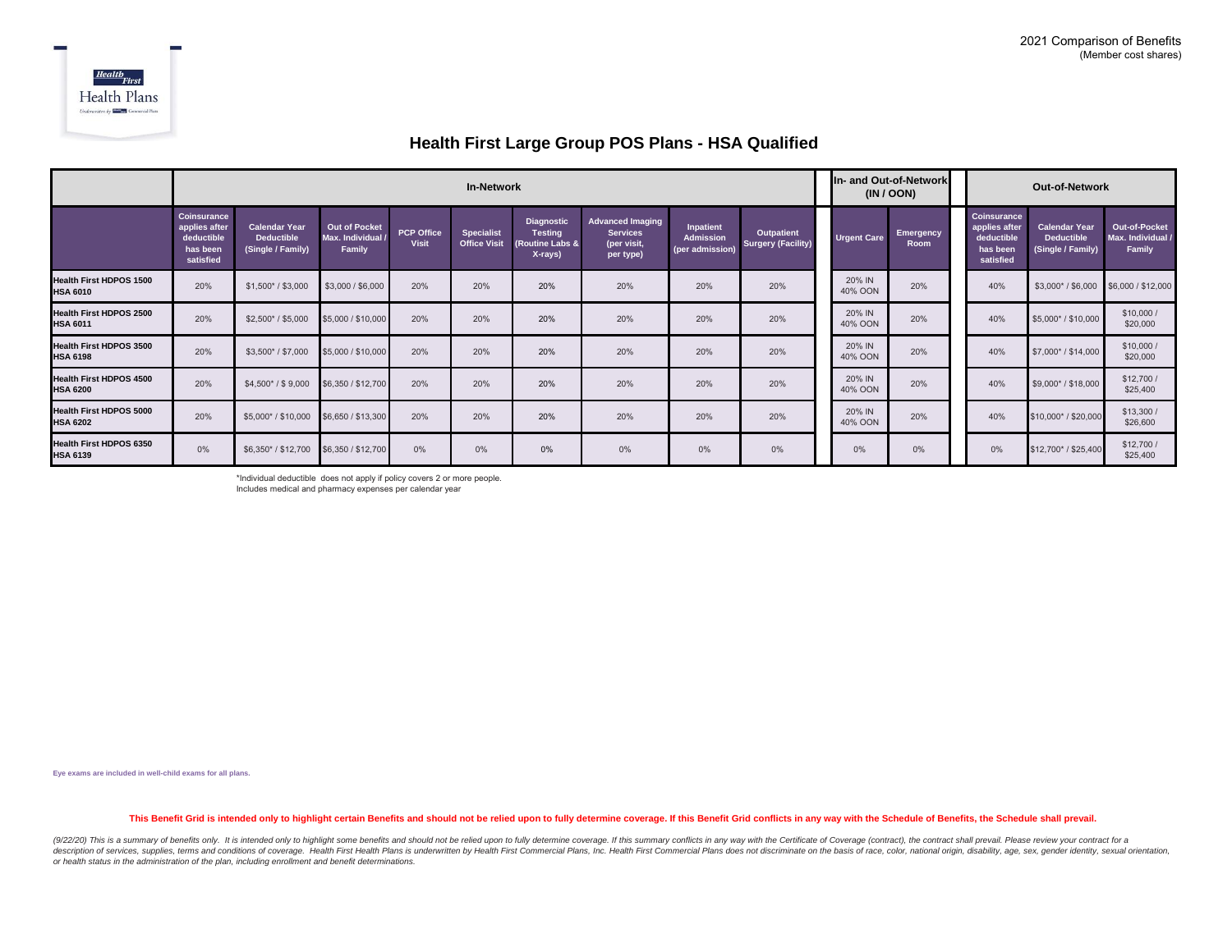2021 Comparison of Benefits
(Member cost shares)

# Health First Large Group POS Plans - HSA Qualified

| | In-Network | | | | | | | | | In- and Out-of-Network (IN / OON) | | Out-of-Network | | |
|---|---|---|---|---|---|---|---|---|---|---|---|---|---|---|
| | Coinsurance applies after deductible has been satisfied | Calendar Year Deductible (Single / Family) | Out of Pocket Max. Individual / Family | PCP Office Visit | Specialist Office Visit | Diagnostic Testing (Routine Labs & X-rays) | Advanced Imaging Services (per visit, per type) | Inpatient Admission (per admission) | Outpatient Surgery (Facility) | Urgent Care | Emergency Room | Coinsurance applies after deductible has been satisfied | Calendar Year Deductible (Single / Family) | Out-of-Pocket Max. Individual / Family |
| **Health First HDPOS 1500 HSA 6010** | 20% | $1,500* / $3,000 | $3,000 / $6,000 | 20% | 20% | 20% | 20% | 20% | 20% | 20% IN 40% OON | 20% | 40% | $3,000* / $6,000 | $6,000 / $12,000 |
| **Health First HDPOS 2500 HSA 6011** | 20% | $2,500* / $5,000 | $5,000 / $10,000 | 20% | 20% | 20% | 20% | 20% | 20% | 20% IN 40% OON | 20% | 40% | $5,000* / $10,000 | $10,000 / $20,000 |
| **Health First HDPOS 3500 HSA 6198** | 20% | $3,500* / $7,000 | $5,000 / $10,000 | 20% | 20% | 20% | 20% | 20% | 20% | 20% IN 40% OON | 20% | 40% | $7,000* / $14,000 | $10,000 / $20,000 |
| **Health First HDPOS 4500 HSA 6200** | 20% | $4,500* / $ 9,000 | $6,350 / $12,700 | 20% | 20% | 20% | 20% | 20% | 20% | 20% IN 40% OON | 20% | 40% | $9,000* / $18,000 | $12,700 / $25,400 |
| **Health First HDPOS 5000 HSA 6202** | 20% | $5,000* / $10,000 | $6,650 / $13,300 | 20% | 20% | 20% | 20% | 20% | 20% | 20% IN 40% OON | 20% | 40% | $10,000* / $20,000 | $13,300 / $26,600 |
| **Health First HDPOS 6350 HSA 6139** | 0% | $6,350* / $12,700 | $6,350 / $12,700 | 0% | 0% | 0% | 0% | 0% | 0% | 0% | 0% | 0% | $12,700* / $25,400 | $12,700 / $25,400 |

*Individual deductible does not apply if policy covers 2 or more people.
Includes medical and pharmacy expenses per calendar year

**Eye exams are included in well-child exams for all plans.**

**This Benefit Grid is intended only to highlight certain Benefits and should not be relied upon to fully determine coverage. If this Benefit Grid conflicts in any way with the Schedule of Benefits, the Schedule shall prevail.**

*(9/22/20) This is a summary of benefits only. It is intended only to highlight some benefits and should not be relied upon to fully determine coverage. If this summary conflicts in any way with the Certificate of Coverage (contract), the contract shall prevail. Please review your contract for a description of services, supplies, terms and conditions of coverage. Health First Health Plans is underwritten by Health First Commercial Plans, Inc. Health First Commercial Plans does not discriminate on the basis of race, color, national origin, disability, age, sex, gender identity, sexual orientation, or health status in the administration of the plan, including enrollment and benefit determinations.*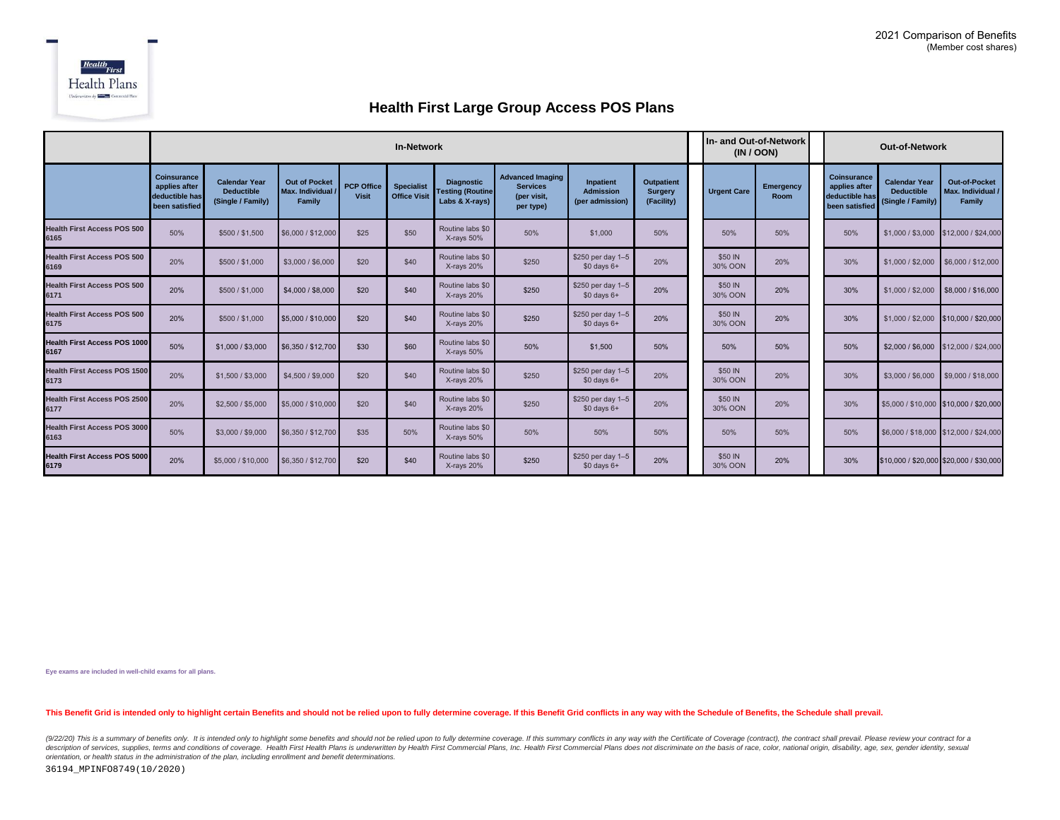2021 Comparison of Benefits
(Member cost shares)

# Health First Large Group Access POS Plans

| | In-Network | | | | | | | | | In- and Out-of-Network (IN / OON) | | Out-of-Network | | |
|---|---|---|---|---|---|---|---|---|---|---|---|---|---|---|
| | Coinsurance applies after deductible has been satisfied | Calendar Year Deductible (Single / Family) | Out of Pocket Max. Individual / Family | PCP Office Visit | Specialist Office Visit | Diagnostic Testing (Routine Labs & X-rays) | Advanced Imaging Services (per visit, per type) | Inpatient Admission (per admission) | Outpatient Surgery (Facility) | Urgent Care | Emergency Room | Coinsurance applies after deductible has been satisfied | Calendar Year Deductible (Single / Family) | Out-of-Pocket Max. Individual / Family |
| Health First Access POS 500 6165 | 50% | $500 / $1,500 | $6,000 / $12,000 | $25 | $50 | Routine labs $0 X-rays 50% | 50% | $1,000 | 50% | 50% | 50% | 50% | $1,000 / $3,000 | $12,000 / $24,000 |
| Health First Access POS 500 6169 | 20% | $500 / $1,000 | $3,000 / $6,000 | $20 | $40 | Routine labs $0 X-rays 20% | $250 | $250 per day 1–5 $0 days 6+ | 20% | $50 IN 30% OON | 20% | 30% | $1,000 / $2,000 | $6,000 / $12,000 |
| Health First Access POS 500 6171 | 20% | $500 / $1,000 | $4,000 / $8,000 | $20 | $40 | Routine labs $0 X-rays 20% | $250 | $250 per day 1–5 $0 days 6+ | 20% | $50 IN 30% OON | 20% | 30% | $1,000 / $2,000 | $8,000 / $16,000 |
| Health First Access POS 500 6175 | 20% | $500 / $1,000 | $5,000 / $10,000 | $20 | $40 | Routine labs $0 X-rays 20% | $250 | $250 per day 1–5 $0 days 6+ | 20% | $50 IN 30% OON | 20% | 30% | $1,000 / $2,000 | $10,000 / $20,000 |
| Health First Access POS 1000 6167 | 50% | $1,000 / $3,000 | $6,350 / $12,700 | $30 | $60 | Routine labs $0 X-rays 50% | 50% | $1,500 | 50% | 50% | 50% | 50% | $2,000 / $6,000 | $12,000 / $24,000 |
| Health First Access POS 1500 6173 | 20% | $1,500 / $3,000 | $4,500 / $9,000 | $20 | $40 | Routine labs $0 X-rays 20% | $250 | $250 per day 1–5 $0 days 6+ | 20% | $50 IN 30% OON | 20% | 30% | $3,000 / $6,000 | $9,000 / $18,000 |
| Health First Access POS 2500 6177 | 20% | $2,500 / $5,000 | $5,000 / $10,000 | $20 | $40 | Routine labs $0 X-rays 20% | $250 | $250 per day 1–5 $0 days 6+ | 20% | $50 IN 30% OON | 20% | 30% | $5,000 / $10,000 | $10,000 / $20,000 |
| Health First Access POS 3000 6163 | 50% | $3,000 / $9,000 | $6,350 / $12,700 | $35 | 50% | Routine labs $0 X-rays 50% | 50% | 50% | 50% | 50% | 50% | 50% | $6,000 / $18,000 | $12,000 / $24,000 |
| Health First Access POS 5000 6179 | 20% | $5,000 / $10,000 | $6,350 / $12,700 | $20 | $40 | Routine labs $0 X-rays 20% | $250 | $250 per day 1–5 $0 days 6+ | 20% | $50 IN 30% OON | 20% | 30% | $10,000 / $20,000 | $20,000 / $30,000 |

**Eye exams are included in well-child exams for all plans.**

**This Benefit Grid is intended only to highlight certain Benefits and should not be relied upon to fully determine coverage. If this Benefit Grid conflicts in any way with the Schedule of Benefits, the Schedule shall prevail.**

*(9/22/20) This is a summary of benefits only. It is intended only to highlight some benefits and should not be relied upon to fully determine coverage. If this summary conflicts in any way with the Certificate of Coverage (contract), the contract shall prevail. Please review your contract for a description of services, supplies, terms and conditions of coverage. Health First Health Plans is underwritten by Health First Commercial Plans, Inc. Health First Commercial Plans does not discriminate on the basis of race, color, national origin, disability, age, sex, gender identity, sexual orientation, or health status in the administration of the plan, including enrollment and benefit determinations.*

36194_MPINFO8749(10/2020)